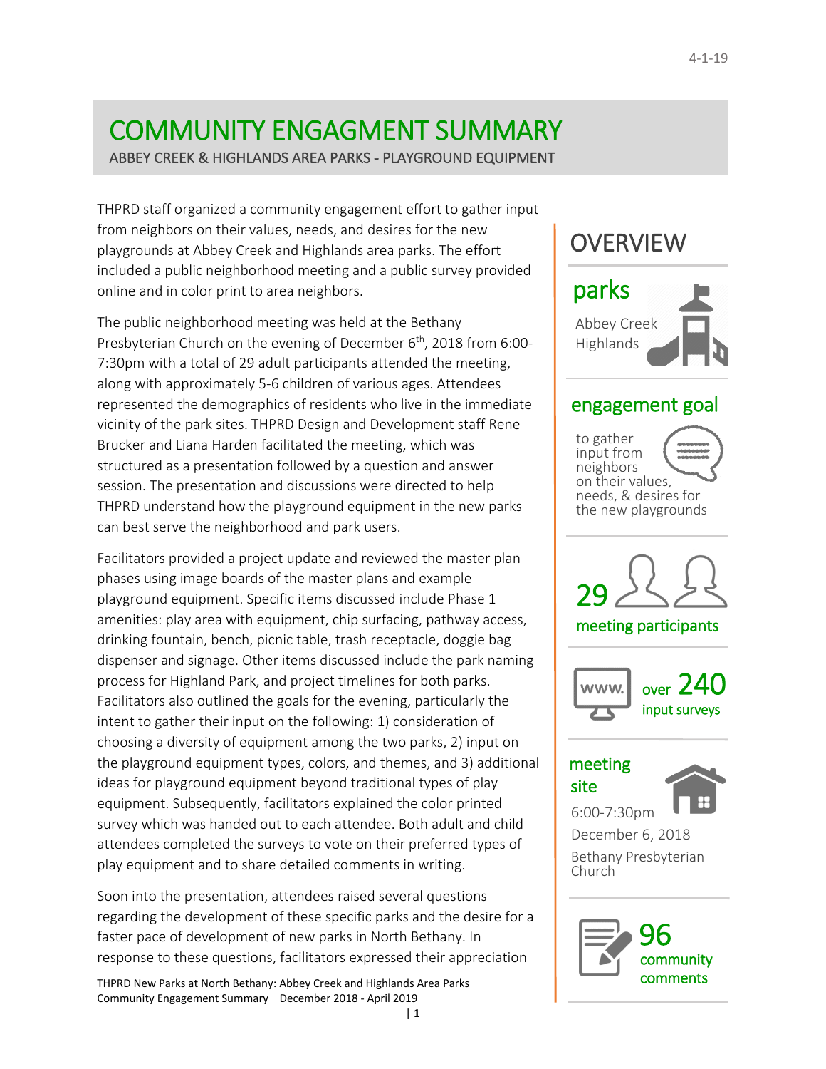# COMMUNITY ENGAGMENT SUMMARY

ABBEY CREEK & HIGHLANDS AREA PARKS - PLAYGROUND EQUIPMENT

THPRD staff organized a community engagement effort to gather input from neighbors on their values, needs, and desires for the new playgrounds at Abbey Creek and Highlands area parks. The effort included a public neighborhood meeting and a public survey provided online and in color print to area neighbors.

The public neighborhood meeting was held at the Bethany Presbyterian Church on the evening of December 6th, 2018 from 6:00-7:30pm with a total of 29 adult participants attended the meeting, along with approximately 5-6 children of various ages. Attendees represented the demographics of residents who live in the immediate vicinity of the park sites. THPRD Design and Development staff Rene Brucker and Liana Harden facilitated the meeting, which was structured as a presentation followed by a question and answer session. The presentation and discussions were directed to help THPRD understand how the playground equipment in the new parks can best serve the neighborhood and park users.

Facilitators provided a project update and reviewed the master plan phases using image boards of the master plans and example playground equipment. Specific items discussed include Phase 1 amenities: play area with equipment, chip surfacing, pathway access, drinking fountain, bench, picnic table, trash receptacle, doggie bag dispenser and signage. Other items discussed include the park naming process for Highland Park, and project timelines for both parks. Facilitators also outlined the goals for the evening, particularly the intent to gather their input on the following: 1) consideration of choosing a diversity of equipment among the two parks, 2) input on the playground equipment types, colors, and themes, and 3) additional ideas for playground equipment beyond traditional types of play equipment. Subsequently, facilitators explained the color printed survey which was handed out to each attendee. Both adult and child attendees completed the surveys to vote on their preferred types of play equipment and to share detailed comments in writing.

Soon into the presentation, attendees raised several questions regarding the development of these specific parks and the desire for a faster pace of development of new parks in North Bethany. In response to these questions, facilitators expressed their appreciation

## OVERVIEW

**parks**

Abbey Creek
Highlands

**engagement goal**

to gather input from neighbors on their values, needs, & desires for the new playgrounds

**29** meeting participants

**over 240** input surveys

**meeting site**

6:00-7:30pm
December 6, 2018
Bethany Presbyterian Church

**96** community comments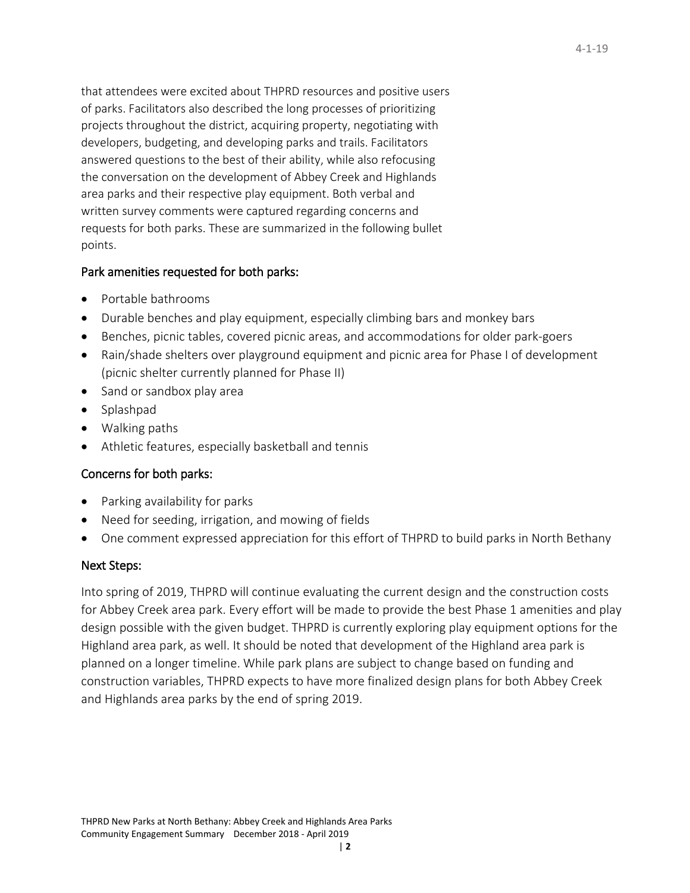that attendees were excited about THPRD resources and positive users of parks. Facilitators also described the long processes of prioritizing projects throughout the district, acquiring property, negotiating with developers, budgeting, and developing parks and trails. Facilitators answered questions to the best of their ability, while also refocusing the conversation on the development of Abbey Creek and Highlands area parks and their respective play equipment. Both verbal and written survey comments were captured regarding concerns and requests for both parks. These are summarized in the following bullet points.

## Park amenities requested for both parks:

- Portable bathrooms
- Durable benches and play equipment, especially climbing bars and monkey bars
- Benches, picnic tables, covered picnic areas, and accommodations for older park-goers
- Rain/shade shelters over playground equipment and picnic area for Phase I of development (picnic shelter currently planned for Phase II)
- Sand or sandbox play area
- Splashpad
- Walking paths
- Athletic features, especially basketball and tennis

## Concerns for both parks:

- Parking availability for parks
- Need for seeding, irrigation, and mowing of fields
- One comment expressed appreciation for this effort of THPRD to build parks in North Bethany

## Next Steps:

Into spring of 2019, THPRD will continue evaluating the current design and the construction costs for Abbey Creek area park. Every effort will be made to provide the best Phase 1 amenities and play design possible with the given budget. THPRD is currently exploring play equipment options for the Highland area park, as well. It should be noted that development of the Highland area park is planned on a longer timeline. While park plans are subject to change based on funding and construction variables, THPRD expects to have more finalized design plans for both Abbey Creek and Highlands area parks by the end of spring 2019.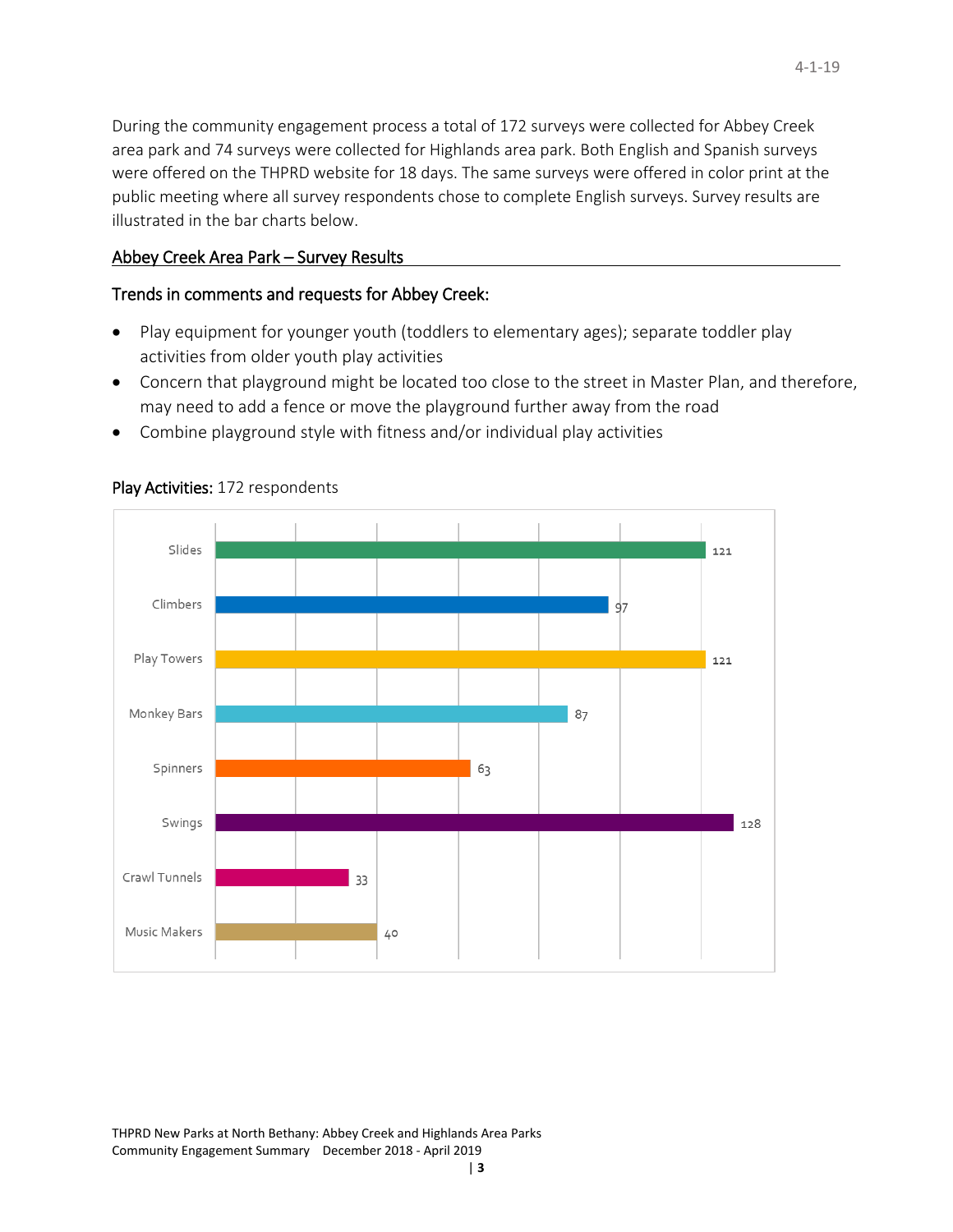During the community engagement process a total of 172 surveys were collected for Abbey Creek area park and 74 surveys were collected for Highlands area park. Both English and Spanish surveys were offered on the THPRD website for 18 days. The same surveys were offered in color print at the public meeting where all survey respondents chose to complete English surveys. Survey results are illustrated in the bar charts below.

## Abbey Creek Area Park – Survey Results

### Trends in comments and requests for Abbey Creek:

- Play equipment for younger youth (toddlers to elementary ages); separate toddler play activities from older youth play activities
- Concern that playground might be located too close to the street in Master Plan, and therefore, may need to add a fence or move the playground further away from the road
- Combine playground style with fitness and/or individual play activities

**Play Activities:** 172 respondents

| Play Activity | Responses |
| --- | --- |
| Slides | 121 |
| Climbers | 97 |
| Play Towers | 121 |
| Monkey Bars | 87 |
| Spinners | 63 |
| Swings | 128 |
| Crawl Tunnels | 33 |
| Music Makers | 40 |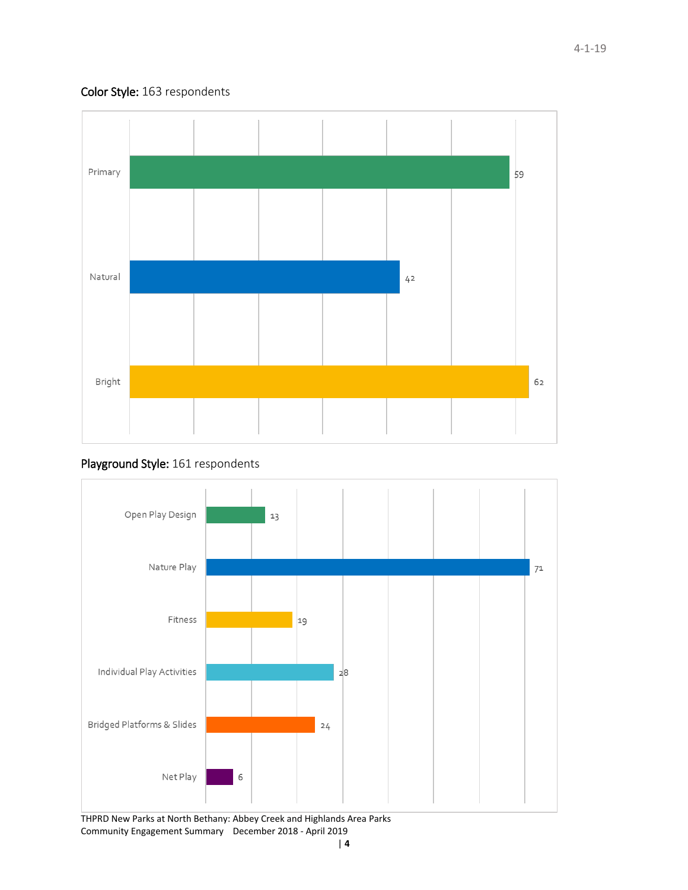**Color Style:** 163 respondents

| Color Style | Respondents |
|---|---|
| Primary | 59 |
| Natural | 42 |
| Bright | 62 |

**Playground Style:** 161 respondents

| Playground Style | Respondents |
|---|---|
| Open Play Design | 13 |
| Nature Play | 71 |
| Fitness | 19 |
| Individual Play Activities | 28 |
| Bridged Platforms & Slides | 24 |
| Net Play | 6 |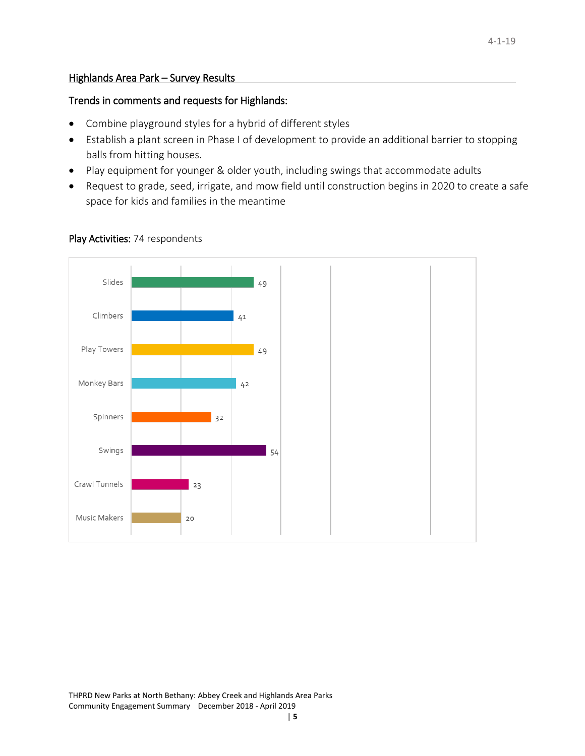## Highlands Area Park – Survey Results

### Trends in comments and requests for Highlands:

- Combine playground styles for a hybrid of different styles
- Establish a plant screen in Phase I of development to provide an additional barrier to stopping balls from hitting houses.
- Play equipment for younger & older youth, including swings that accommodate adults
- Request to grade, seed, irrigate, and mow field until construction begins in 2020 to create a safe space for kids and families in the meantime

**Play Activities:** 74 respondents

| Play Activity | Responses |
| --- | --- |
| Slides | 49 |
| Climbers | 41 |
| Play Towers | 49 |
| Monkey Bars | 42 |
| Spinners | 32 |
| Swings | 54 |
| Crawl Tunnels | 23 |
| Music Makers | 20 |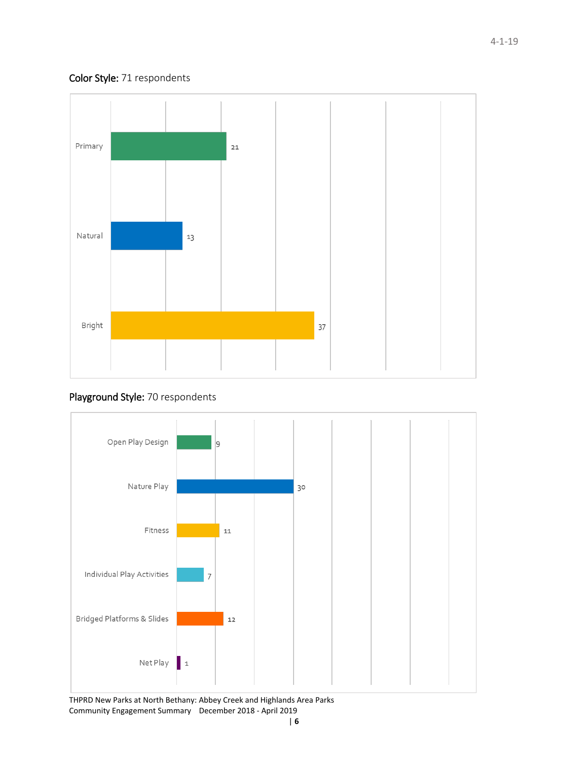**Color Style:** 71 respondents

Primary
21
Natural
13
Bright
37

**Playground Style:** 70 respondents

Open Play Design
9
Nature Play
30
Fitness
11
Individual Play Activities
7
Bridged Platforms & Slides
12
Net Play
1